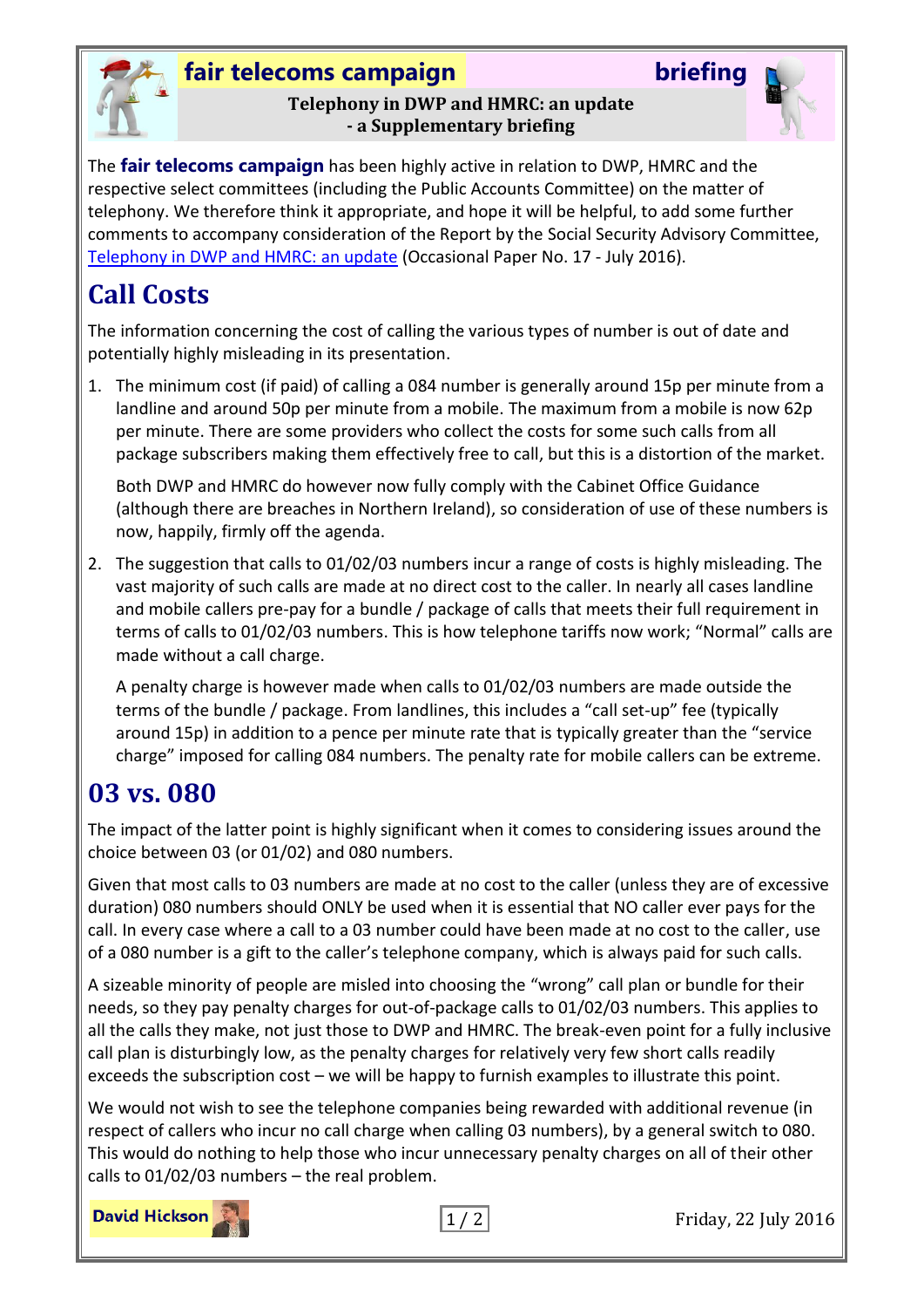**fair telecoms campaign** **briefing**

**Telephony in DWP and HMRC: an update - a Supplementary briefing**

The **fair telecoms campaign** has been highly active in relation to DWP, HMRC and the respective select committees (including the Public Accounts Committee) on the matter of telephony. We therefore think it appropriate, and hope it will be helpful, to add some further comments to accompany consideration of the Report by the Social Security Advisory Committee, Telephony in DWP and HMRC: an update (Occasional Paper No. 17 - July 2016).

# Call Costs

The information concerning the cost of calling the various types of number is out of date and potentially highly misleading in its presentation.

1. The minimum cost (if paid) of calling a 084 number is generally around 15p per minute from a landline and around 50p per minute from a mobile. The maximum from a mobile is now 62p per minute. There are some providers who collect the costs for some such calls from all package subscribers making them effectively free to call, but this is a distortion of the market.

   Both DWP and HMRC do however now fully comply with the Cabinet Office Guidance (although there are breaches in Northern Ireland), so consideration of use of these numbers is now, happily, firmly off the agenda.

2. The suggestion that calls to 01/02/03 numbers incur a range of costs is highly misleading. The vast majority of such calls are made at no direct cost to the caller. In nearly all cases landline and mobile callers pre-pay for a bundle / package of calls that meets their full requirement in terms of calls to 01/02/03 numbers. This is how telephone tariffs now work; "Normal" calls are made without a call charge.

   A penalty charge is however made when calls to 01/02/03 numbers are made outside the terms of the bundle / package. From landlines, this includes a "call set-up" fee (typically around 15p) in addition to a pence per minute rate that is typically greater than the "service charge" imposed for calling 084 numbers. The penalty rate for mobile callers can be extreme.

# 03 vs. 080

The impact of the latter point is highly significant when it comes to considering issues around the choice between 03 (or 01/02) and 080 numbers.

Given that most calls to 03 numbers are made at no cost to the caller (unless they are of excessive duration) 080 numbers should ONLY be used when it is essential that NO caller ever pays for the call. In every case where a call to a 03 number could have been made at no cost to the caller, use of a 080 number is a gift to the caller's telephone company, which is always paid for such calls.

A sizeable minority of people are misled into choosing the "wrong" call plan or bundle for their needs, so they pay penalty charges for out-of-package calls to 01/02/03 numbers. This applies to all the calls they make, not just those to DWP and HMRC. The break-even point for a fully inclusive call plan is disturbingly low, as the penalty charges for relatively very few short calls readily exceeds the subscription cost – we will be happy to furnish examples to illustrate this point.

We would not wish to see the telephone companies being rewarded with additional revenue (in respect of callers who incur no call charge when calling 03 numbers), by a general switch to 080. This would do nothing to help those who incur unnecessary penalty charges on all of their other calls to 01/02/03 numbers – the real problem.

**David Hickson**

Friday, 22 July 2016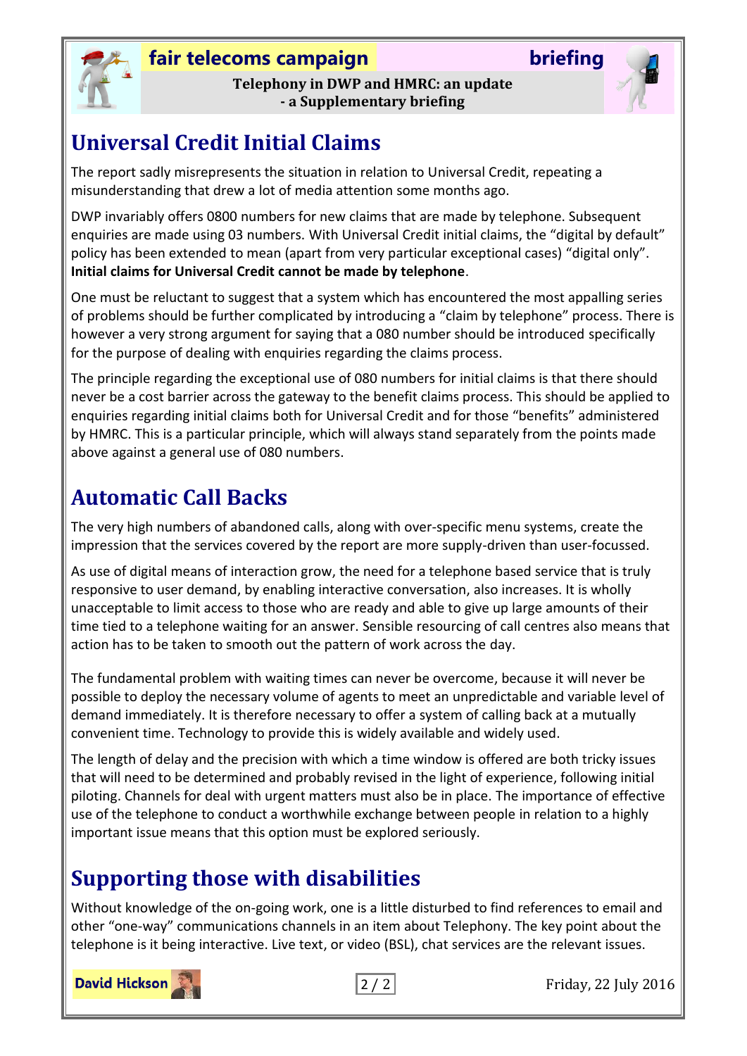## Universal Credit Initial Claims

The report sadly misrepresents the situation in relation to Universal Credit, repeating a misunderstanding that drew a lot of media attention some months ago.

DWP invariably offers 0800 numbers for new claims that are made by telephone. Subsequent enquiries are made using 03 numbers. With Universal Credit initial claims, the "digital by default" policy has been extended to mean (apart from very particular exceptional cases) "digital only". **Initial claims for Universal Credit cannot be made by telephone**.

One must be reluctant to suggest that a system which has encountered the most appalling series of problems should be further complicated by introducing a "claim by telephone" process. There is however a very strong argument for saying that a 080 number should be introduced specifically for the purpose of dealing with enquiries regarding the claims process.

The principle regarding the exceptional use of 080 numbers for initial claims is that there should never be a cost barrier across the gateway to the benefit claims process. This should be applied to enquiries regarding initial claims both for Universal Credit and for those "benefits" administered by HMRC. This is a particular principle, which will always stand separately from the points made above against a general use of 080 numbers.

## Automatic Call Backs

The very high numbers of abandoned calls, along with over-specific menu systems, create the impression that the services covered by the report are more supply-driven than user-focussed.

As use of digital means of interaction grow, the need for a telephone based service that is truly responsive to user demand, by enabling interactive conversation, also increases. It is wholly unacceptable to limit access to those who are ready and able to give up large amounts of their time tied to a telephone waiting for an answer. Sensible resourcing of call centres also means that action has to be taken to smooth out the pattern of work across the day.

The fundamental problem with waiting times can never be overcome, because it will never be possible to deploy the necessary volume of agents to meet an unpredictable and variable level of demand immediately. It is therefore necessary to offer a system of calling back at a mutually convenient time. Technology to provide this is widely available and widely used.

The length of delay and the precision with which a time window is offered are both tricky issues that will need to be determined and probably revised in the light of experience, following initial piloting. Channels for deal with urgent matters must also be in place. The importance of effective use of the telephone to conduct a worthwhile exchange between people in relation to a highly important issue means that this option must be explored seriously.

## Supporting those with disabilities

Without knowledge of the on-going work, one is a little disturbed to find references to email and other "one-way" communications channels in an item about Telephony. The key point about the telephone is it being interactive. Live text, or video (BSL), chat services are the relevant issues.

David Hickson

Friday, 22 July 2016